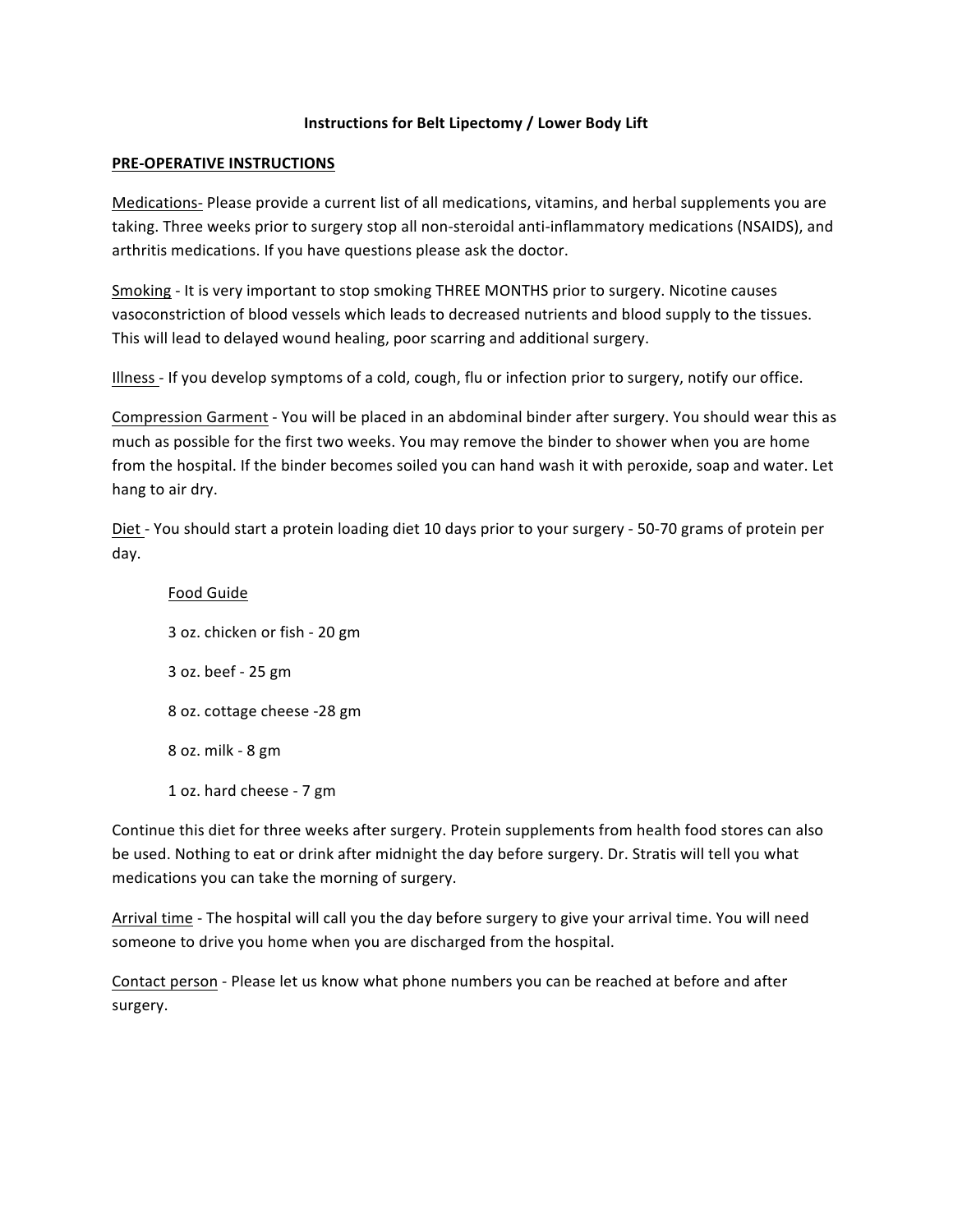# Instructions for Belt Lipectomy / Lower Body Lift

## PRE-OPERATIVE INSTRUCTIONS

Medications- Please provide a current list of all medications, vitamins, and herbal supplements you are taking. Three weeks prior to surgery stop all non-steroidal anti-inflammatory medications (NSAIDS), and arthritis medications. If you have questions please ask the doctor.

Smoking - It is very important to stop smoking THREE MONTHS prior to surgery. Nicotine causes vasoconstriction of blood vessels which leads to decreased nutrients and blood supply to the tissues. This will lead to delayed wound healing, poor scarring and additional surgery.

Illness - If you develop symptoms of a cold, cough, flu or infection prior to surgery, notify our office.

Compression Garment - You will be placed in an abdominal binder after surgery. You should wear this as much as possible for the first two weeks. You may remove the binder to shower when you are home from the hospital. If the binder becomes soiled you can hand wash it with peroxide, soap and water. Let hang to air dry.

Diet - You should start a protein loading diet 10 days prior to your surgery - 50-70 grams of protein per day.

Food Guide

3 oz. chicken or fish - 20 gm

3 oz. beef - 25 gm

8 oz. cottage cheese -28 gm

8 oz. milk - 8 gm

1 oz. hard cheese - 7 gm

Continue this diet for three weeks after surgery. Protein supplements from health food stores can also be used. Nothing to eat or drink after midnight the day before surgery. Dr. Stratis will tell you what medications you can take the morning of surgery.

Arrival time - The hospital will call you the day before surgery to give your arrival time. You will need someone to drive you home when you are discharged from the hospital.

Contact person - Please let us know what phone numbers you can be reached at before and after surgery.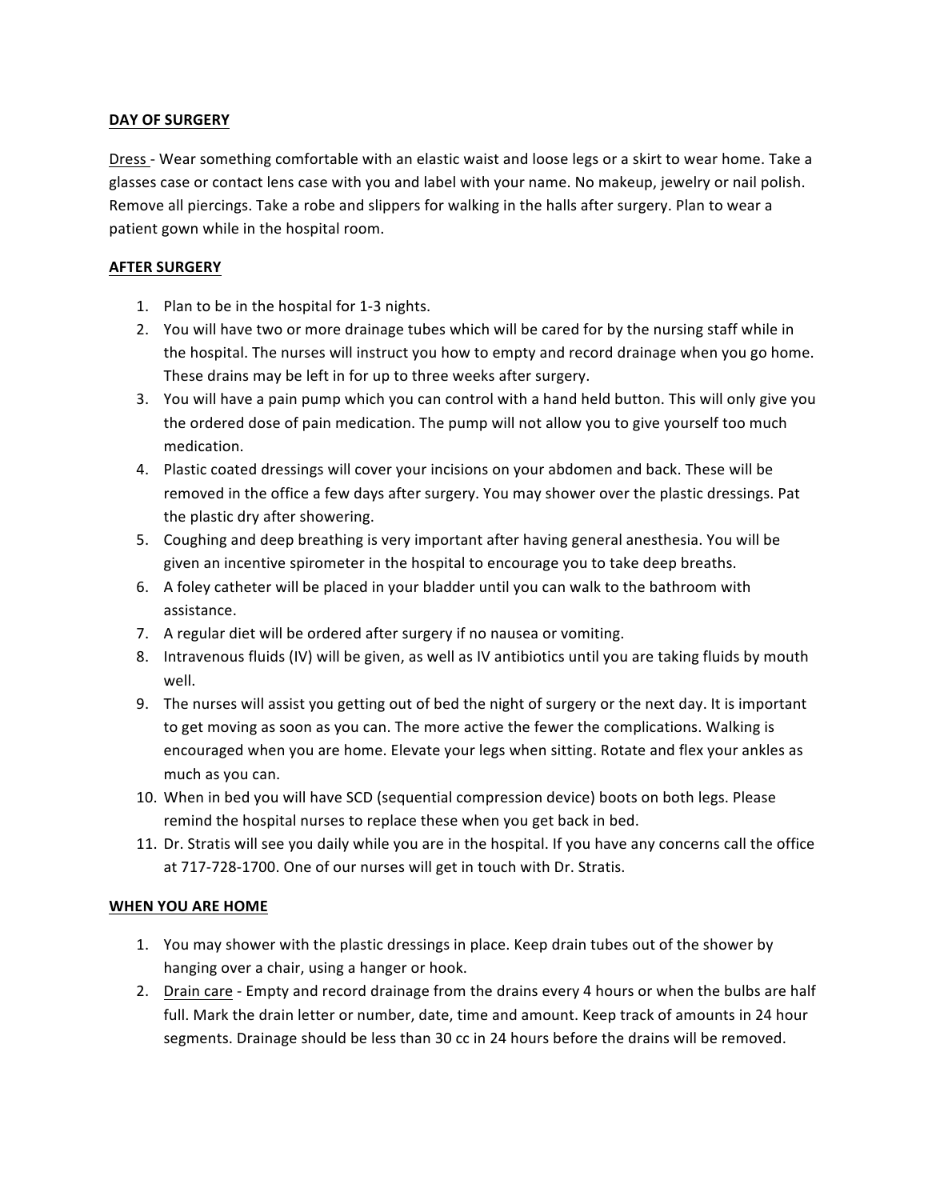**DAY OF SURGERY**

Dress - Wear something comfortable with an elastic waist and loose legs or a skirt to wear home. Take a glasses case or contact lens case with you and label with your name. No makeup, jewelry or nail polish. Remove all piercings. Take a robe and slippers for walking in the halls after surgery. Plan to wear a patient gown while in the hospital room.

**AFTER SURGERY**

1. Plan to be in the hospital for 1-3 nights.
2. You will have two or more drainage tubes which will be cared for by the nursing staff while in the hospital. The nurses will instruct you how to empty and record drainage when you go home. These drains may be left in for up to three weeks after surgery.
3. You will have a pain pump which you can control with a hand held button. This will only give you the ordered dose of pain medication. The pump will not allow you to give yourself too much medication.
4. Plastic coated dressings will cover your incisions on your abdomen and back. These will be removed in the office a few days after surgery. You may shower over the plastic dressings. Pat the plastic dry after showering.
5. Coughing and deep breathing is very important after having general anesthesia. You will be given an incentive spirometer in the hospital to encourage you to take deep breaths.
6. A foley catheter will be placed in your bladder until you can walk to the bathroom with assistance.
7. A regular diet will be ordered after surgery if no nausea or vomiting.
8. Intravenous fluids (IV) will be given, as well as IV antibiotics until you are taking fluids by mouth well.
9. The nurses will assist you getting out of bed the night of surgery or the next day. It is important to get moving as soon as you can. The more active the fewer the complications. Walking is encouraged when you are home. Elevate your legs when sitting. Rotate and flex your ankles as much as you can.
10. When in bed you will have SCD (sequential compression device) boots on both legs. Please remind the hospital nurses to replace these when you get back in bed.
11. Dr. Stratis will see you daily while you are in the hospital. If you have any concerns call the office at 717-728-1700. One of our nurses will get in touch with Dr. Stratis.

**WHEN YOU ARE HOME**

1. You may shower with the plastic dressings in place. Keep drain tubes out of the shower by hanging over a chair, using a hanger or hook.
2. Drain care - Empty and record drainage from the drains every 4 hours or when the bulbs are half full. Mark the drain letter or number, date, time and amount. Keep track of amounts in 24 hour segments. Drainage should be less than 30 cc in 24 hours before the drains will be removed.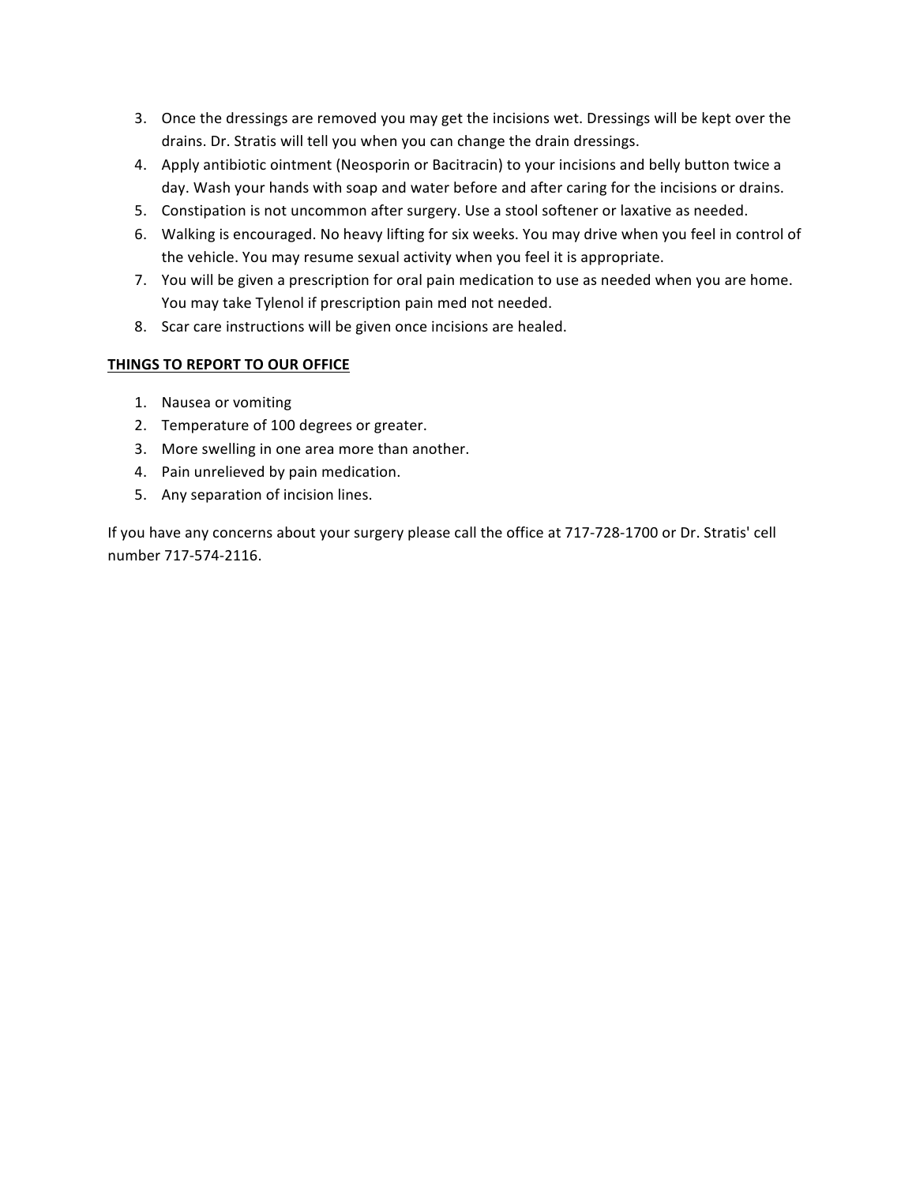3. Once the dressings are removed you may get the incisions wet. Dressings will be kept over the drains. Dr. Stratis will tell you when you can change the drain dressings.
4. Apply antibiotic ointment (Neosporin or Bacitracin) to your incisions and belly button twice a day. Wash your hands with soap and water before and after caring for the incisions or drains.
5. Constipation is not uncommon after surgery. Use a stool softener or laxative as needed.
6. Walking is encouraged. No heavy lifting for six weeks. You may drive when you feel in control of the vehicle. You may resume sexual activity when you feel it is appropriate.
7. You will be given a prescription for oral pain medication to use as needed when you are home. You may take Tylenol if prescription pain med not needed.
8. Scar care instructions will be given once incisions are healed.

**THINGS TO REPORT TO OUR OFFICE**

1. Nausea or vomiting
2. Temperature of 100 degrees or greater.
3. More swelling in one area more than another.
4. Pain unrelieved by pain medication.
5. Any separation of incision lines.

If you have any concerns about your surgery please call the office at 717-728-1700 or Dr. Stratis' cell number 717-574-2116.